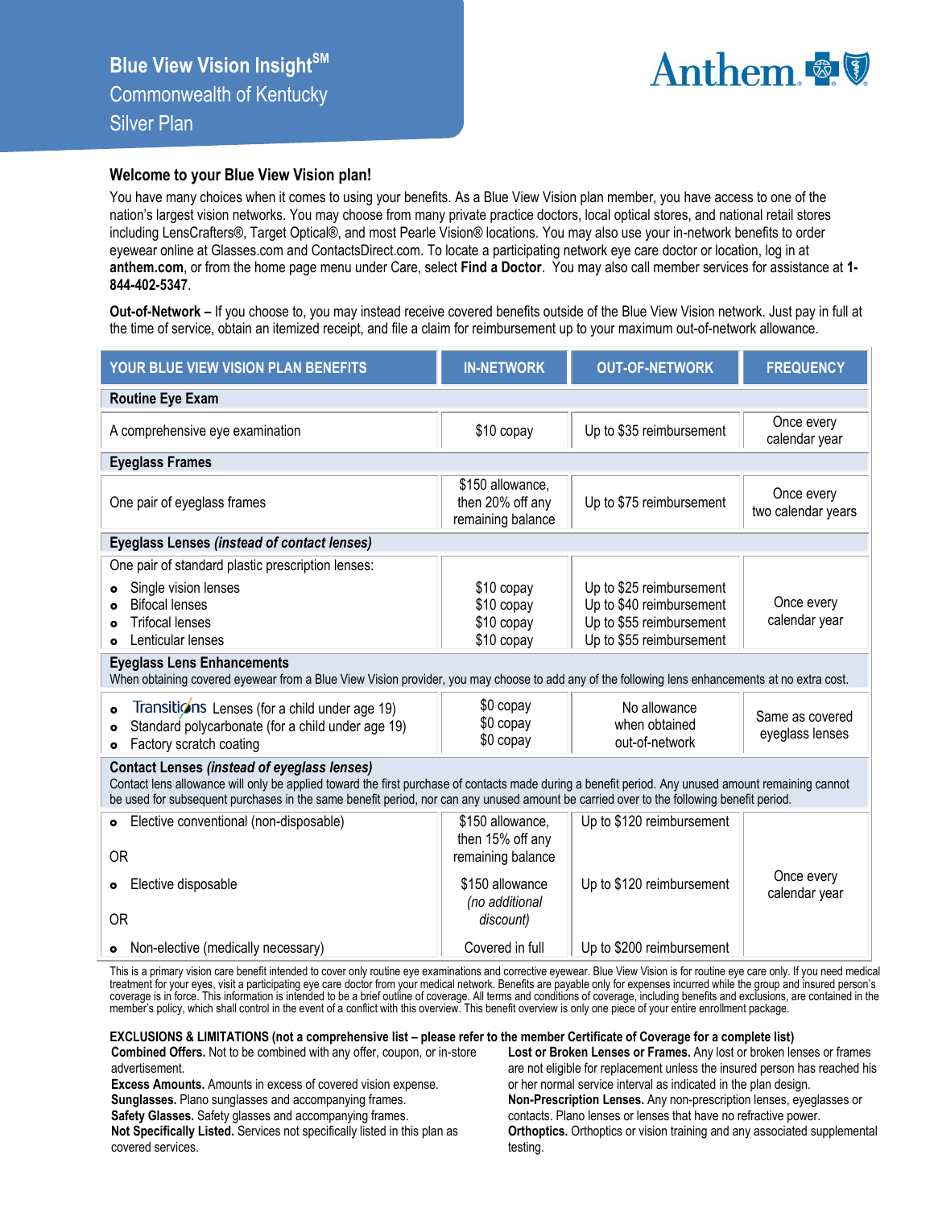# Blue View Vision Insight℠
## Commonwealth of Kentucky
## Silver Plan

Anthem

### Welcome to your Blue View Vision plan!

You have many choices when it comes to using your benefits. As a Blue View Vision plan member, you have access to one of the nation's largest vision networks. You may choose from many private practice doctors, local optical stores, and national retail stores including LensCrafters®, Target Optical®, and most Pearle Vision® locations. You may also use your in-network benefits to order eyewear online at Glasses.com and ContactsDirect.com. To locate a participating network eye care doctor or location, log in at **anthem.com**, or from the home page menu under Care, select **Find a Doctor**. You may also call member services for assistance at **1-844-402-5347**.

**Out-of-Network –** If you choose to, you may instead receive covered benefits outside of the Blue View Vision network. Just pay in full at the time of service, obtain an itemized receipt, and file a claim for reimbursement up to your maximum out-of-network allowance.

| YOUR BLUE VIEW VISION PLAN BENEFITS | IN-NETWORK | OUT-OF-NETWORK | FREQUENCY |
|---|---|---|---|
| **Routine Eye Exam** | | | |
| A comprehensive eye examination | $10 copay | Up to $35 reimbursement | Once every calendar year |
| **Eyeglass Frames** | | | |
| One pair of eyeglass frames | $150 allowance, then 20% off any remaining balance | Up to $75 reimbursement | Once every two calendar years |
| **Eyeglass Lenses *(instead of contact lenses)*** | | | |
| One pair of standard plastic prescription lenses: | | | Once every calendar year |
| • Single vision lenses | $10 copay | Up to $25 reimbursement | |
| • Bifocal lenses | $10 copay | Up to $40 reimbursement | |
| • Trifocal lenses | $10 copay | Up to $55 reimbursement | |
| • Lenticular lenses | $10 copay | Up to $55 reimbursement | |
| **Eyeglass Lens Enhancements** When obtaining covered eyewear from a Blue View Vision provider, you may choose to add any of the following lens enhancements at no extra cost. | | | |
| • Transitions Lenses (for a child under age 19) | $0 copay | No allowance when obtained out-of-network | Same as covered eyeglass lenses |
| • Standard polycarbonate (for a child under age 19) | $0 copay | | |
| • Factory scratch coating | $0 copay | | |
| **Contact Lenses *(instead of eyeglass lenses)*** Contact lens allowance will only be applied toward the first purchase of contacts made during a benefit period. Any unused amount remaining cannot be used for subsequent purchases in the same benefit period, nor can any unused amount be carried over to the following benefit period. | | | |
| • Elective conventional (non-disposable) | $150 allowance, then 15% off any remaining balance | Up to $120 reimbursement | Once every calendar year |
| OR | | | |
| • Elective disposable | $150 allowance *(no additional discount)* | Up to $120 reimbursement | |
| OR | | | |
| • Non-elective (medically necessary) | Covered in full | Up to $200 reimbursement | |

This is a primary vision care benefit intended to cover only routine eye examinations and corrective eyewear. Blue View Vision is for routine eye care only. If you need medical treatment for your eyes, visit a participating eye care doctor from your medical network. Benefits are payable only for expenses incurred while the group and insured person's coverage is in force. This information is intended to be a brief outline of coverage. All terms and conditions of coverage, including benefits and exclusions, are contained in the member's policy, which shall control in the event of a conflict with this overview. This benefit overview is only one piece of your entire enrollment package.

**EXCLUSIONS & LIMITATIONS (not a comprehensive list – please refer to the member Certificate of Coverage for a complete list)**

**Combined Offers.** Not to be combined with any offer, coupon, or in-store advertisement.
**Excess Amounts.** Amounts in excess of covered vision expense.
**Sunglasses.** Plano sunglasses and accompanying frames.
**Safety Glasses.** Safety glasses and accompanying frames.
**Not Specifically Listed.** Services not specifically listed in this plan as covered services.
**Lost or Broken Lenses or Frames.** Any lost or broken lenses or frames are not eligible for replacement unless the insured person has reached his or her normal service interval as indicated in the plan design.
**Non-Prescription Lenses.** Any non-prescription lenses, eyeglasses or contacts. Plano lenses or lenses that have no refractive power.
**Orthoptics.** Orthoptics or vision training and any associated supplemental testing.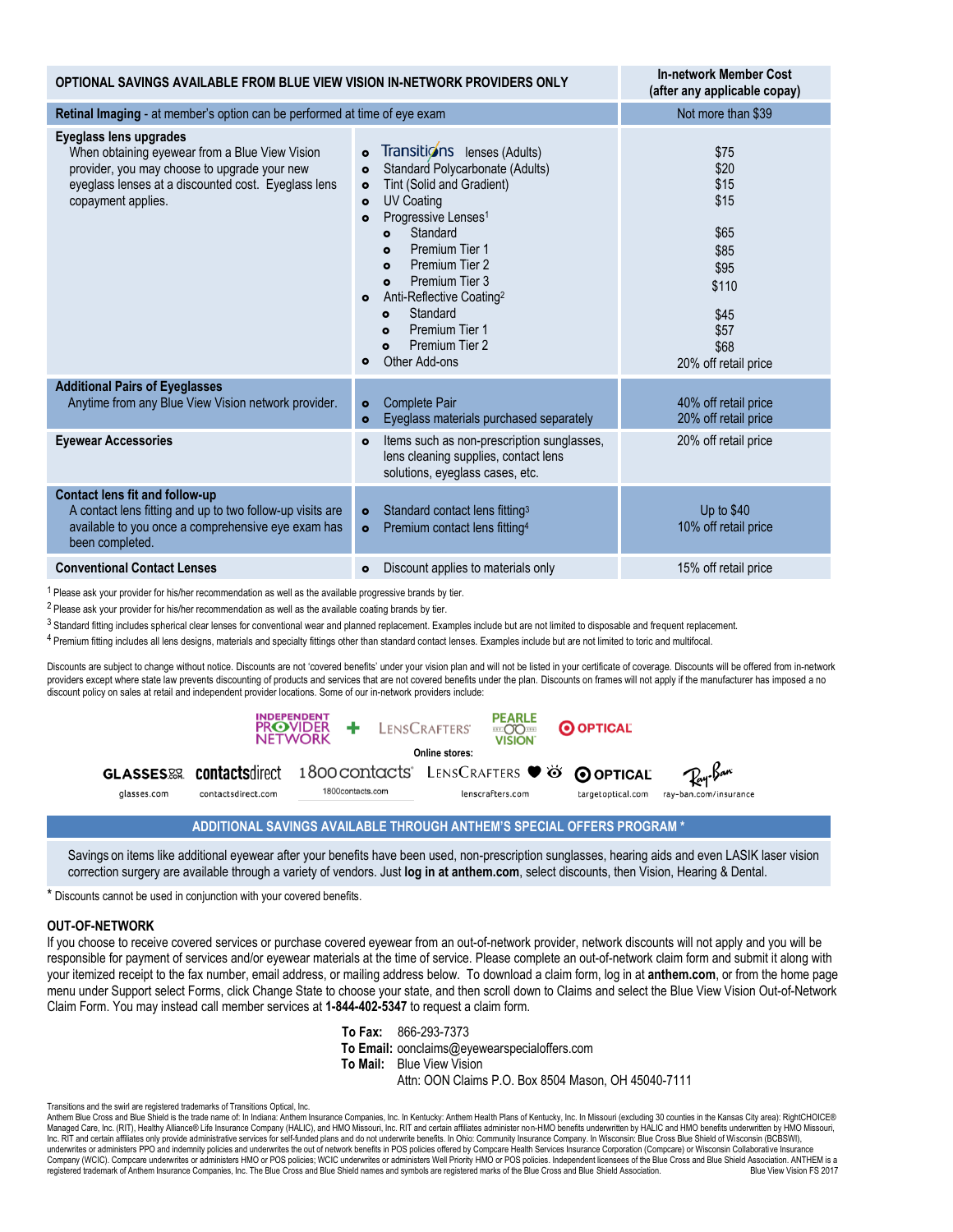| OPTIONAL SAVINGS AVAILABLE FROM BLUE VIEW VISION IN-NETWORK PROVIDERS ONLY | | In-network Member Cost (after any applicable copay) |
|---|---|---|
| **Retinal Imaging** - at member's option can be performed at time of eye exam | | Not more than $39 |
| **Eyeglass lens upgrades**<br>When obtaining eyewear from a Blue View Vision provider, you may choose to upgrade your new eyeglass lenses at a discounted cost. Eyeglass lens copayment applies. | • Transitions lenses (Adults)<br>• Standard Polycarbonate (Adults)<br>• Tint (Solid and Gradient)<br>• UV Coating<br>• Progressive Lenses[1]<br>&nbsp;&nbsp;• Standard<br>&nbsp;&nbsp;• Premium Tier 1<br>&nbsp;&nbsp;• Premium Tier 2<br>&nbsp;&nbsp;• Premium Tier 3<br>• Anti-Reflective Coating[2]<br>&nbsp;&nbsp;• Standard<br>&nbsp;&nbsp;• Premium Tier 1<br>&nbsp;&nbsp;• Premium Tier 2<br>• Other Add-ons | $75<br>$20<br>$15<br>$15<br><br>$65<br>$85<br>$95<br>$110<br><br>$45<br>$57<br>$68<br>20% off retail price |
| **Additional Pairs of Eyeglasses**<br>Anytime from any Blue View Vision network provider. | • Complete Pair<br>• Eyeglass materials purchased separately | 40% off retail price<br>20% off retail price |
| **Eyewear Accessories** | • Items such as non-prescription sunglasses, lens cleaning supplies, contact lens solutions, eyeglass cases, etc. | 20% off retail price |
| **Contact lens fit and follow-up**<br>A contact lens fitting and up to two follow-up visits are available to you once a comprehensive eye exam has been completed. | • Standard contact lens fitting[3]<br>• Premium contact lens fitting[4] | Up to $40<br>10% off retail price |
| **Conventional Contact Lenses** | • Discount applies to materials only | 15% off retail price |

[1] Please ask your provider for his/her recommendation as well as the available progressive brands by tier.

[2] Please ask your provider for his/her recommendation as well as the available coating brands by tier.

[3] Standard fitting includes spherical clear lenses for conventional wear and planned replacement. Examples include but are not limited to disposable and frequent replacement.

[4] Premium fitting includes all lens designs, materials and specialty fittings other than standard contact lenses. Examples include but are not limited to toric and multifocal.

Discounts are subject to change without notice. Discounts are not 'covered benefits' under your vision plan and will not be listed in your certificate of coverage. Discounts will be offered from in-network providers except where state law prevents discounting of products and services that are not covered benefits under the plan. Discounts on frames will not apply if the manufacturer has imposed a no discount policy on sales at retail and independent provider locations. Some of our in-network providers include:

INDEPENDENT PROVIDER NETWORK + LENSCRAFTERS PEARLE VISION OPTICAL

Online stores:

glasses.com contactsdirect.com 1800contacts.com lenscrafters.com targetoptical.com ray-ban.com/insurance

## ADDITIONAL SAVINGS AVAILABLE THROUGH ANTHEM'S SPECIAL OFFERS PROGRAM *

Savings on items like additional eyewear after your benefits have been used, non-prescription sunglasses, hearing aids and even LASIK laser vision correction surgery are available through a variety of vendors. Just **log in at anthem.com**, select discounts, then Vision, Hearing & Dental.

* Discounts cannot be used in conjunction with your covered benefits.

### OUT-OF-NETWORK

If you choose to receive covered services or purchase covered eyewear from an out-of-network provider, network discounts will not apply and you will be responsible for payment of services and/or eyewear materials at the time of service. Please complete an out-of-network claim form and submit it along with your itemized receipt to the fax number, email address, or mailing address below. To download a claim form, log in at **anthem.com**, or from the home page menu under Support select Forms, click Change State to choose your state, and then scroll down to Claims and select the Blue View Vision Out-of-Network Claim Form. You may instead call member services at **1-844-402-5347** to request a claim form.

**To Fax:** 866-293-7373
**To Email:** oonclaims@eyewearspecialoffers.com
**To Mail:** Blue View Vision
Attn: OON Claims P.O. Box 8504 Mason, OH 45040-7111

Transitions and the swirl are registered trademarks of Transitions Optical, Inc.
Anthem Blue Cross and Blue Shield is the trade name of: In Indiana: Anthem Insurance Companies, Inc. In Kentucky: Anthem Health Plans of Kentucky, Inc. In Missouri (excluding 30 counties in the Kansas City area): RightCHOICE® Managed Care, Inc. (RIT), Healthy Alliance® Life Insurance Company (HALIC), and HMO Missouri, Inc. RIT and certain affiliates administer non-HMO benefits underwritten by HALIC and HMO benefits underwritten by HMO Missouri, Inc. RIT and certain affiliates only provide administrative services for self-funded plans and do not underwrite benefits. In Ohio: Community Insurance Company. In Wisconsin: Blue Cross Blue Shield of Wisconsin (BCBSWI), underwrites or administers PPO and indemnity policies and underwrites the out of network benefits in POS policies offered by Compcare Health Services Insurance Corporation (Compcare) or Wisconsin Collaborative Insurance Company (WCIC). Compcare underwrites or administers HMO or POS policies; WCIC underwrites or administers Well Priority HMO or POS policies. Independent licensees of the Blue Cross and Blue Shield Association. ANTHEM is a registered trademark of Anthem Insurance Companies, Inc. The Blue Cross and Blue Shield names and symbols are registered marks of the Blue Cross and Blue Shield Association. Blue View Vision FS 2017